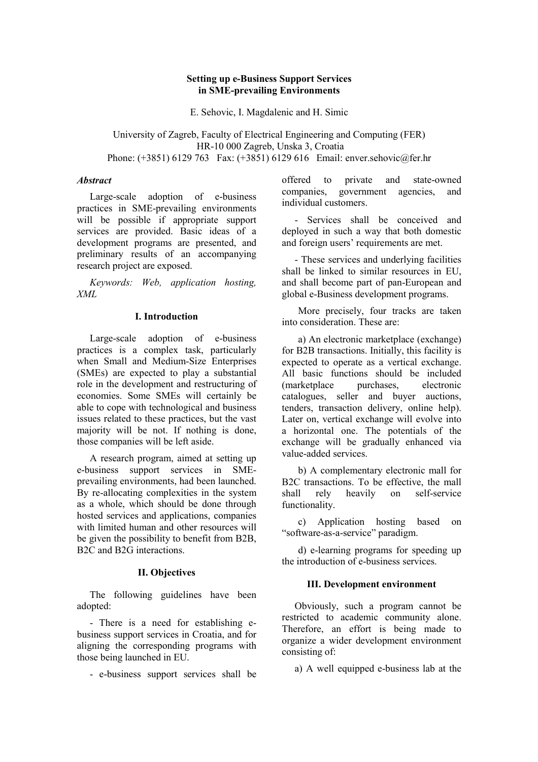# Setting up e-Business Support Services in SME-prevailing Environments

E. Sehovic, I. Magdalenic and H. Simic

University of Zagreb, Faculty of Electrical Engineering and Computing (FER)
HR-10 000 Zagreb, Unska 3, Croatia
Phone: (+3851) 6129 763 Fax: (+3851) 6129 616 Email: enver.sehovic@fer.hr

***Abstract***

Large-scale adoption of e-business practices in SME-prevailing environments will be possible if appropriate support services are provided. Basic ideas of a development programs are presented, and preliminary results of an accompanying research project are exposed.

*Keywords: Web, application hosting, XML*

## I. Introduction

Large-scale adoption of e-business practices is a complex task, particularly when Small and Medium-Size Enterprises (SMEs) are expected to play a substantial role in the development and restructuring of economies. Some SMEs will certainly be able to cope with technological and business issues related to these practices, but the vast majority will be not. If nothing is done, those companies will be left aside.

A research program, aimed at setting up e-business support services in SME-prevailing environments, had been launched. By re-allocating complexities in the system as a whole, which should be done through hosted services and applications, companies with limited human and other resources will be given the possibility to benefit from B2B, B2C and B2G interactions.

## II. Objectives

The following guidelines have been adopted:

- There is a need for establishing e-business support services in Croatia, and for aligning the corresponding programs with those being launched in EU.

- e-business support services shall be offered to private and state-owned companies, government agencies, and individual customers.

- Services shall be conceived and deployed in such a way that both domestic and foreign users' requirements are met.

- These services and underlying facilities shall be linked to similar resources in EU, and shall become part of pan-European and global e-Business development programs.

More precisely, four tracks are taken into consideration. These are:

a) An electronic marketplace (exchange) for B2B transactions. Initially, this facility is expected to operate as a vertical exchange. All basic functions should be included (marketplace purchases, electronic catalogues, seller and buyer auctions, tenders, transaction delivery, online help). Later on, vertical exchange will evolve into a horizontal one. The potentials of the exchange will be gradually enhanced via value-added services.

b) A complementary electronic mall for B2C transactions. To be effective, the mall shall rely heavily on self-service functionality.

c) Application hosting based on "software-as-a-service" paradigm.

d) e-learning programs for speeding up the introduction of e-business services.

## III. Development environment

Obviously, such a program cannot be restricted to academic community alone. Therefore, an effort is being made to organize a wider development environment consisting of:

a) A well equipped e-business lab at the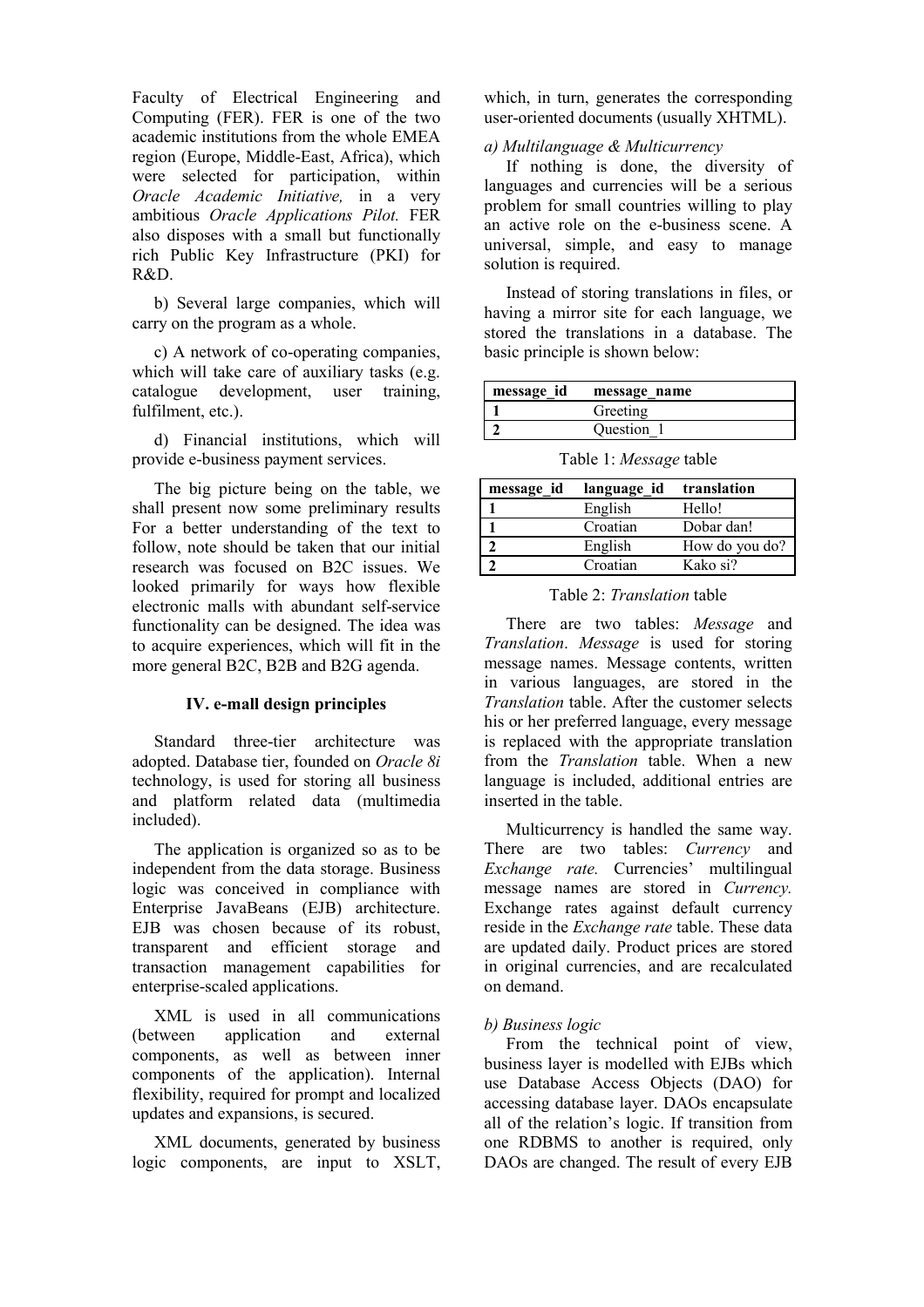Faculty of Electrical Engineering and Computing (FER). FER is one of the two academic institutions from the whole EMEA region (Europe, Middle-East, Africa), which were selected for participation, within *Oracle Academic Initiative,* in a very ambitious *Oracle Applications Pilot.* FER also disposes with a small but functionally rich Public Key Infrastructure (PKI) for R&D.

b) Several large companies, which will carry on the program as a whole.

c) A network of co-operating companies, which will take care of auxiliary tasks (e.g. catalogue development, user training, fulfilment, etc.).

d) Financial institutions, which will provide e-business payment services.

The big picture being on the table, we shall present now some preliminary results For a better understanding of the text to follow, note should be taken that our initial research was focused on B2C issues. We looked primarily for ways how flexible electronic malls with abundant self-service functionality can be designed. The idea was to acquire experiences, which will fit in the more general B2C, B2B and B2G agenda.

## IV. e-mall design principles

Standard three-tier architecture was adopted. Database tier, founded on *Oracle 8i* technology, is used for storing all business and platform related data (multimedia included).

The application is organized so as to be independent from the data storage. Business logic was conceived in compliance with Enterprise JavaBeans (EJB) architecture. EJB was chosen because of its robust, transparent and efficient storage and transaction management capabilities for enterprise-scaled applications.

XML is used in all communications (between application and external components, as well as between inner components of the application). Internal flexibility, required for prompt and localized updates and expansions, is secured.

XML documents, generated by business logic components, are input to XSLT, which, in turn, generates the corresponding user-oriented documents (usually XHTML).

*a) Multilanguage & Multicurrency*

If nothing is done, the diversity of languages and currencies will be a serious problem for small countries willing to play an active role on the e-business scene. A universal, simple, and easy to manage solution is required.

Instead of storing translations in files, or having a mirror site for each language, we stored the translations in a database. The basic principle is shown below:

| message_id | message_name |
|---|---|
| 1 | Greeting |
| 2 | Question_1 |

Table 1: *Message* table

| message_id | language_id | translation |
|---|---|---|
| 1 | English | Hello! |
| 1 | Croatian | Dobar dan! |
| 2 | English | How do you do? |
| 2 | Croatian | Kako si? |

Table 2: *Translation* table

There are two tables: *Message* and *Translation*. *Message* is used for storing message names. Message contents, written in various languages, are stored in the *Translation* table. After the customer selects his or her preferred language, every message is replaced with the appropriate translation from the *Translation* table. When a new language is included, additional entries are inserted in the table.

Multicurrency is handled the same way. There are two tables: *Currency* and *Exchange rate.* Currencies' multilingual message names are stored in *Currency.* Exchange rates against default currency reside in the *Exchange rate* table. These data are updated daily. Product prices are stored in original currencies, and are recalculated on demand.

*b) Business logic*

From the technical point of view, business layer is modelled with EJBs which use Database Access Objects (DAO) for accessing database layer. DAOs encapsulate all of the relation's logic. If transition from one RDBMS to another is required, only DAOs are changed. The result of every EJB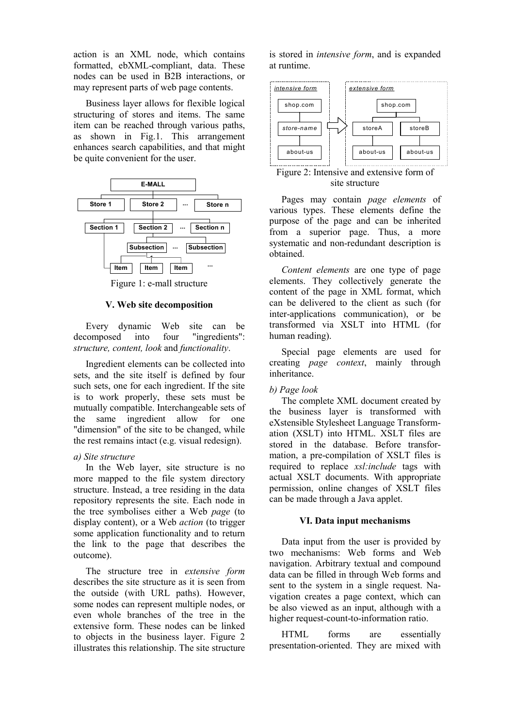action is an XML node, which contains formatted, ebXML-compliant, data. These nodes can be used in B2B interactions, or may represent parts of web page contents.

Business layer allows for flexible logical structuring of stores and items. The same item can be reached through various paths, as shown in Fig.1. This arrangement enhances search capabilities, and that might be quite convenient for the user.

Figure 1: e-mall structure

## V. Web site decomposition

Every dynamic Web site can be decomposed into four "ingredients": *structure, content, look* and *functionality*.

Ingredient elements can be collected into sets, and the site itself is defined by four such sets, one for each ingredient. If the site is to work properly, these sets must be mutually compatible. Interchangeable sets of the same ingredient allow for one "dimension" of the site to be changed, while the rest remains intact (e.g. visual redesign).

*a) Site structure*

In the Web layer, site structure is no more mapped to the file system directory structure. Instead, a tree residing in the data repository represents the site. Each node in the tree symbolises either a Web *page* (to display content), or a Web *action* (to trigger some application functionality and to return the link to the page that describes the outcome).

The structure tree in *extensive form* describes the site structure as it is seen from the outside (with URL paths). However, some nodes can represent multiple nodes, or even whole branches of the tree in the extensive form. These nodes can be linked to objects in the business layer. Figure 2 illustrates this relationship. The site structure is stored in *intensive form*, and is expanded at runtime.

Figure 2: Intensive and extensive form of site structure

Pages may contain *page elements* of various types. These elements define the purpose of the page and can be inherited from a superior page. Thus, a more systematic and non-redundant description is obtained.

*Content elements* are one type of page elements. They collectively generate the content of the page in XML format, which can be delivered to the client as such (for inter-applications communication), or be transformed via XSLT into HTML (for human reading).

Special page elements are used for creating *page context*, mainly through inheritance.

*b) Page look*

The complete XML document created by the business layer is transformed with eXstensible Stylesheet Language Transformation (XSLT) into HTML. XSLT files are stored in the database. Before transformation, a pre-compilation of XSLT files is required to replace *xsl:include* tags with actual XSLT documents. With appropriate permission, online changes of XSLT files can be made through a Java applet.

## VI. Data input mechanisms

Data input from the user is provided by two mechanisms: Web forms and Web navigation. Arbitrary textual and compound data can be filled in through Web forms and sent to the system in a single request. Navigation creates a page context, which can be also viewed as an input, although with a higher request-count-to-information ratio.

HTML forms are essentially presentation-oriented. They are mixed with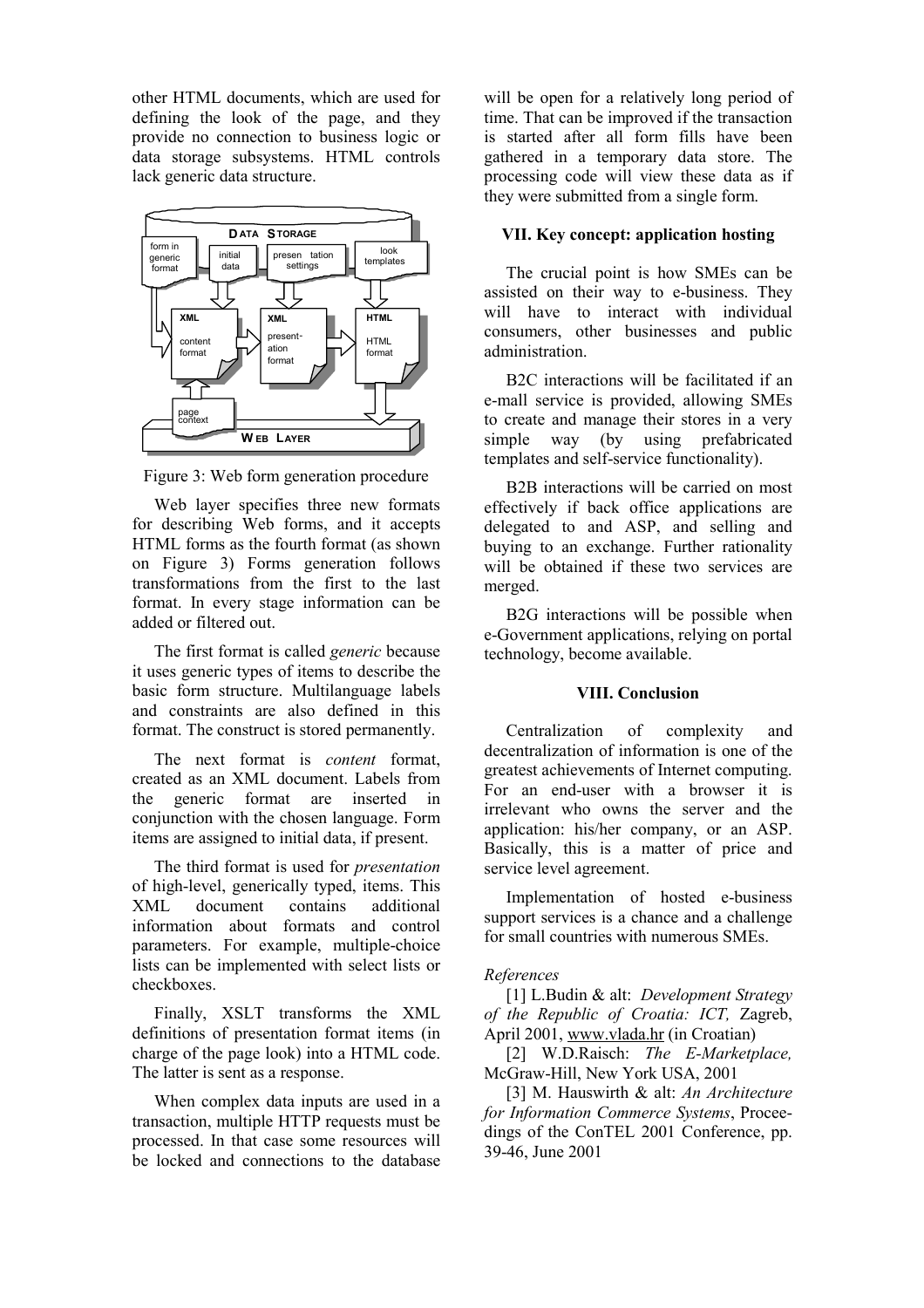other HTML documents, which are used for defining the look of the page, and they provide no connection to business logic or data storage subsystems. HTML controls lack generic data structure.

DATA STORAGE

form in generic format

initial data

presen tation settings

look templates

XML

content format

XML

present-ation format

HTML

HTML format

page context

WEB LAYER

Figure 3: Web form generation procedure

Web layer specifies three new formats for describing Web forms, and it accepts HTML forms as the fourth format (as shown on Figure 3) Forms generation follows transformations from the first to the last format. In every stage information can be added or filtered out.

The first format is called *generic* because it uses generic types of items to describe the basic form structure. Multilanguage labels and constraints are also defined in this format. The construct is stored permanently.

The next format is *content* format, created as an XML document. Labels from the generic format are inserted in conjunction with the chosen language. Form items are assigned to initial data, if present.

The third format is used for *presentation* of high-level, generically typed, items. This XML document contains additional information about formats and control parameters. For example, multiple-choice lists can be implemented with select lists or checkboxes.

Finally, XSLT transforms the XML definitions of presentation format items (in charge of the page look) into a HTML code. The latter is sent as a response.

When complex data inputs are used in a transaction, multiple HTTP requests must be processed. In that case some resources will be locked and connections to the database will be open for a relatively long period of time. That can be improved if the transaction is started after all form fills have been gathered in a temporary data store. The processing code will view these data as if they were submitted from a single form.

## VII. Key concept: application hosting

The crucial point is how SMEs can be assisted on their way to e-business. They will have to interact with individual consumers, other businesses and public administration.

B2C interactions will be facilitated if an e-mall service is provided, allowing SMEs to create and manage their stores in a very simple way (by using prefabricated templates and self-service functionality).

B2B interactions will be carried on most effectively if back office applications are delegated to and ASP, and selling and buying to an exchange. Further rationality will be obtained if these two services are merged.

B2G interactions will be possible when e-Government applications, relying on portal technology, become available.

## VIII. Conclusion

Centralization of complexity and decentralization of information is one of the greatest achievements of Internet computing. For an end-user with a browser it is irrelevant who owns the server and the application: his/her company, or an ASP. Basically, this is a matter of price and service level agreement.

Implementation of hosted e-business support services is a chance and a challenge for small countries with numerous SMEs.

*References*

[1] L.Budin & alt: *Development Strategy of the Republic of Croatia: ICT,* Zagreb, April 2001, www.vlada.hr (in Croatian)

[2] W.D.Raisch: *The E-Marketplace,* McGraw-Hill, New York USA, 2001

[3] M. Hauswirth & alt: *An Architecture for Information Commerce Systems*, Proceedings of the ConTEL 2001 Conference, pp. 39-46, June 2001